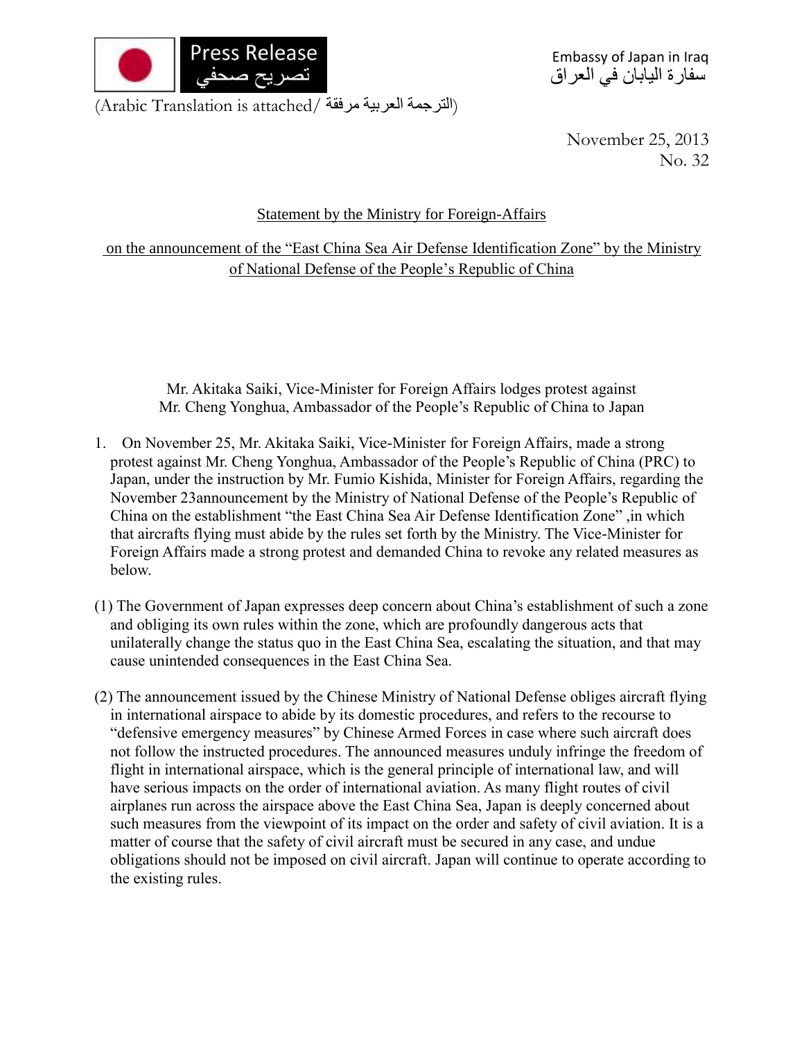Press Release
تصريح صحفي

Embassy of Japan in Iraq
سفارة اليابان في العراق

(Arabic Translation is attached/ الترجمة العربية مرفقة)

November 25, 2013
No. 32

## Statement by the Ministry for Foreign-Affairs

## on the announcement of the "East China Sea Air Defense Identification Zone" by the Ministry of National Defense of the People's Republic of China

Mr. Akitaka Saiki, Vice-Minister for Foreign Affairs lodges protest against
Mr. Cheng Yonghua, Ambassador of the People's Republic of China to Japan

1. On November 25, Mr. Akitaka Saiki, Vice-Minister for Foreign Affairs, made a strong protest against Mr. Cheng Yonghua, Ambassador of the People's Republic of China (PRC) to Japan, under the instruction by Mr. Fumio Kishida, Minister for Foreign Affairs, regarding the November 23announcement by the Ministry of National Defense of the People's Republic of China on the establishment "the East China Sea Air Defense Identification Zone" ,in which that aircrafts flying must abide by the rules set forth by the Ministry. The Vice-Minister for Foreign Affairs made a strong protest and demanded China to revoke any related measures as below.

(1) The Government of Japan expresses deep concern about China's establishment of such a zone and obliging its own rules within the zone, which are profoundly dangerous acts that unilaterally change the status quo in the East China Sea, escalating the situation, and that may cause unintended consequences in the East China Sea.

(2) The announcement issued by the Chinese Ministry of National Defense obliges aircraft flying in international airspace to abide by its domestic procedures, and refers to the recourse to "defensive emergency measures" by Chinese Armed Forces in case where such aircraft does not follow the instructed procedures. The announced measures unduly infringe the freedom of flight in international airspace, which is the general principle of international law, and will have serious impacts on the order of international aviation. As many flight routes of civil airplanes run across the airspace above the East China Sea, Japan is deeply concerned about such measures from the viewpoint of its impact on the order and safety of civil aviation. It is a matter of course that the safety of civil aircraft must be secured in any case, and undue obligations should not be imposed on civil aircraft. Japan will continue to operate according to the existing rules.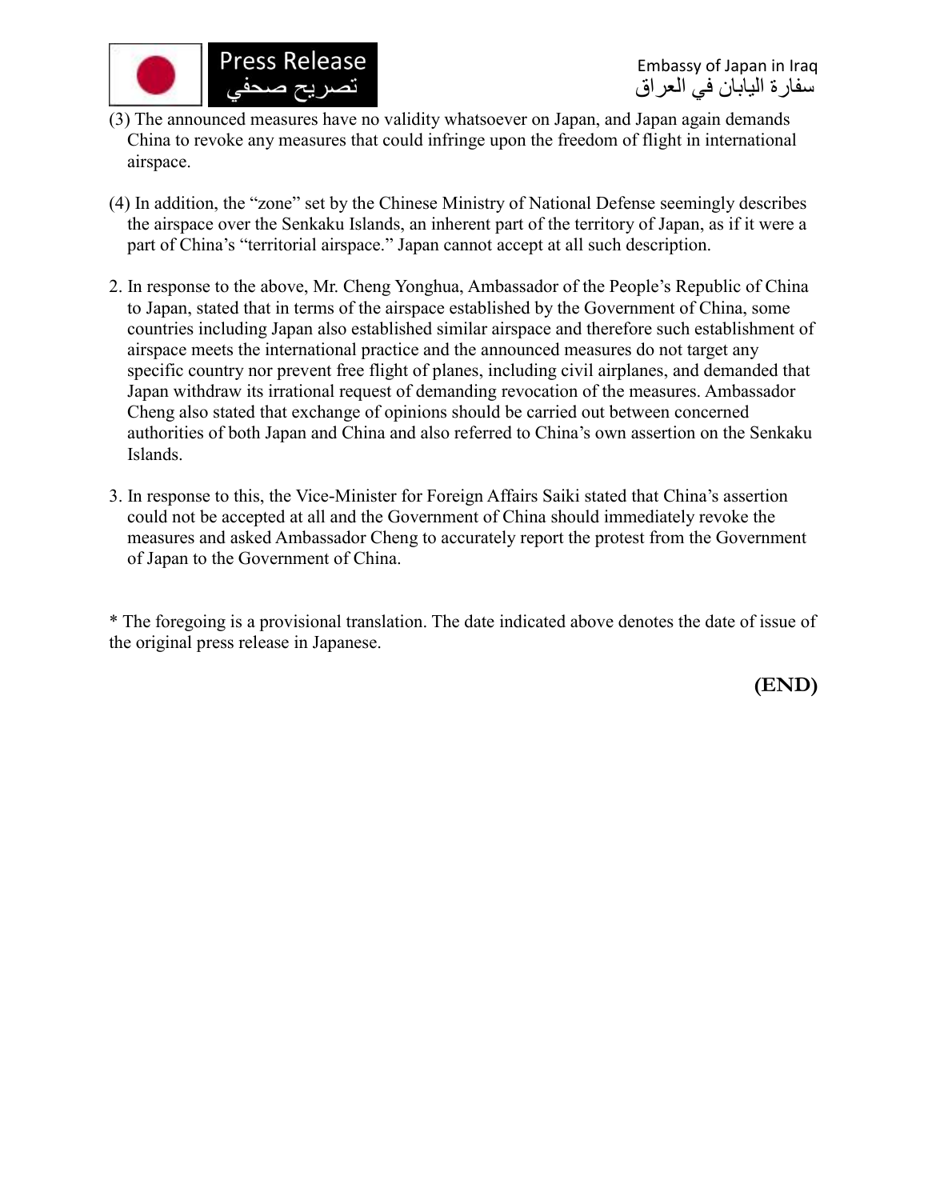(3) The announced measures have no validity whatsoever on Japan, and Japan again demands China to revoke any measures that could infringe upon the freedom of flight in international airspace.

(4) In addition, the "zone" set by the Chinese Ministry of National Defense seemingly describes the airspace over the Senkaku Islands, an inherent part of the territory of Japan, as if it were a part of China's "territorial airspace." Japan cannot accept at all such description.

2. In response to the above, Mr. Cheng Yonghua, Ambassador of the People's Republic of China to Japan, stated that in terms of the airspace established by the Government of China, some countries including Japan also established similar airspace and therefore such establishment of airspace meets the international practice and the announced measures do not target any specific country nor prevent free flight of planes, including civil airplanes, and demanded that Japan withdraw its irrational request of demanding revocation of the measures. Ambassador Cheng also stated that exchange of opinions should be carried out between concerned authorities of both Japan and China and also referred to China's own assertion on the Senkaku Islands.

3. In response to this, the Vice-Minister for Foreign Affairs Saiki stated that China's assertion could not be accepted at all and the Government of China should immediately revoke the measures and asked Ambassador Cheng to accurately report the protest from the Government of Japan to the Government of China.

* The foregoing is a provisional translation. The date indicated above denotes the date of issue of the original press release in Japanese.

**(END)**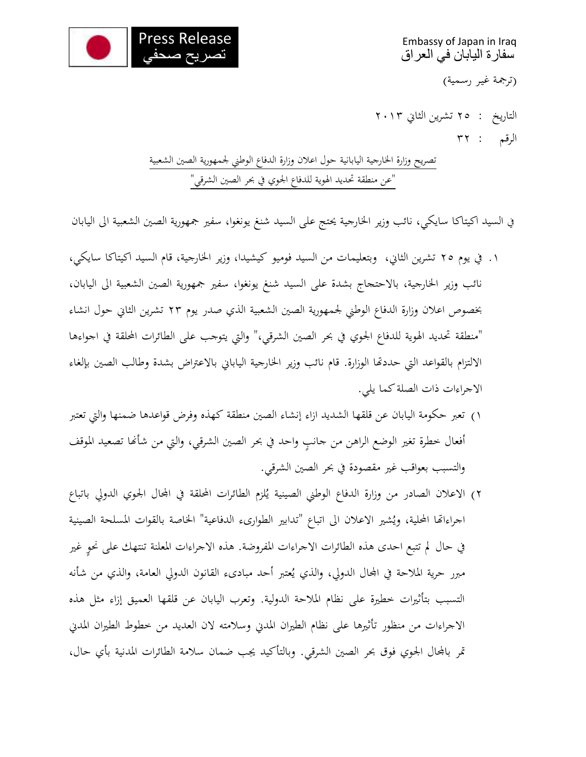Press Release
تصريح صحفي

Embassy of Japan in Iraq
سفارة اليابان في العراق

(ترجمة غير رسمية)

التاريخ : ٢٥ تشرين الثاني ٢٠١٣

الرقم : ٣٢

تصريح وزارة الخارجية اليابانية حول اعلان وزارة الدفاع الوطني لجمهورية الصين الشعبية "عن منطقة تحديد الهوية للدفاع الجوي في بحر الصين الشرقي"

في السيد اكيتاكا سايكي، نائب وزير الخارجية يحتج على السيد شنغ يونغوا، سفير جمهورية الصين الشعبية الى اليابان

١. في يوم ٢٥ تشرين الثاني، وبتعليمات من السيد فوميو كيشيدا، وزير الخارجية، قام السيد اكيتاكا سايكي، نائب وزير الخارجية، بالاحتجاج بشدة على السيد شنغ يونغوا، سفير جمهورية الصين الشعبية الى اليابان، بخصوص اعلان وزارة الدفاع الوطني لجمهورية الصين الشعبية الذي صدر يوم ٢٣ تشرين الثاني حول انشاء "منطقة تحديد الهوية للدفاع الجوي في بحر الصين الشرقي،" والتي يتوجب على الطائرات المحلقة في اجواءها الالتزام بالقواعد التي حددتها الوزارة. قام نائب وزير الخارجية الياباني بالاعتراض بشدة وطالب الصين بإلغاء الاجراءات ذات الصلة كما يلي.

١) تعبر حكومة اليابان عن قلقها الشديد ازاء إنشاء الصين منطقة كهذه وفرض قواعدها ضمنها والتي تعتبر أفعال خطرة تغير الوضع الراهن من جانبٍ واحد في بحر الصين الشرقي، والتي من شأنها تصعيد الموقف والتسبب بعواقب غير مقصودة في بحر الصين الشرقي.

٢) الاعلان الصادر من وزارة الدفاع الوطني الصينية يُلزم الطائرات المحلقة في المجال الجوي الدولي باتباع اجراءاتها المحلية، ويُشير الاعلان الى اتباع "تدابير الطوارىء الدفاعية" الخاصة بالقوات المسلحة الصينية في حال لم تتبع احدى هذه الطائرات الاجراءات المفروضة. هذه الاجراءات المعلنة تنتهك على نحوٍ غير مبرر حرية الملاحة في المجال الدولي، والذي يُعتبر أحد مبادىء القانون الدولي العامة، والذي من شأنه التسبب بتأثيرات خطيرة على نظام الملاحة الدولية. وتعرب اليابان عن قلقها العميق إزاء مثل هذه الاجراءات من منظور تأثيرها على نظام الطيران المدني وسلامته لان العديد من خطوط الطيران المدني تمر بالمجال الجوي فوق بحر الصين الشرقي. وبالتأكيد يجب ضمان سلامة الطائرات المدنية بأي حال،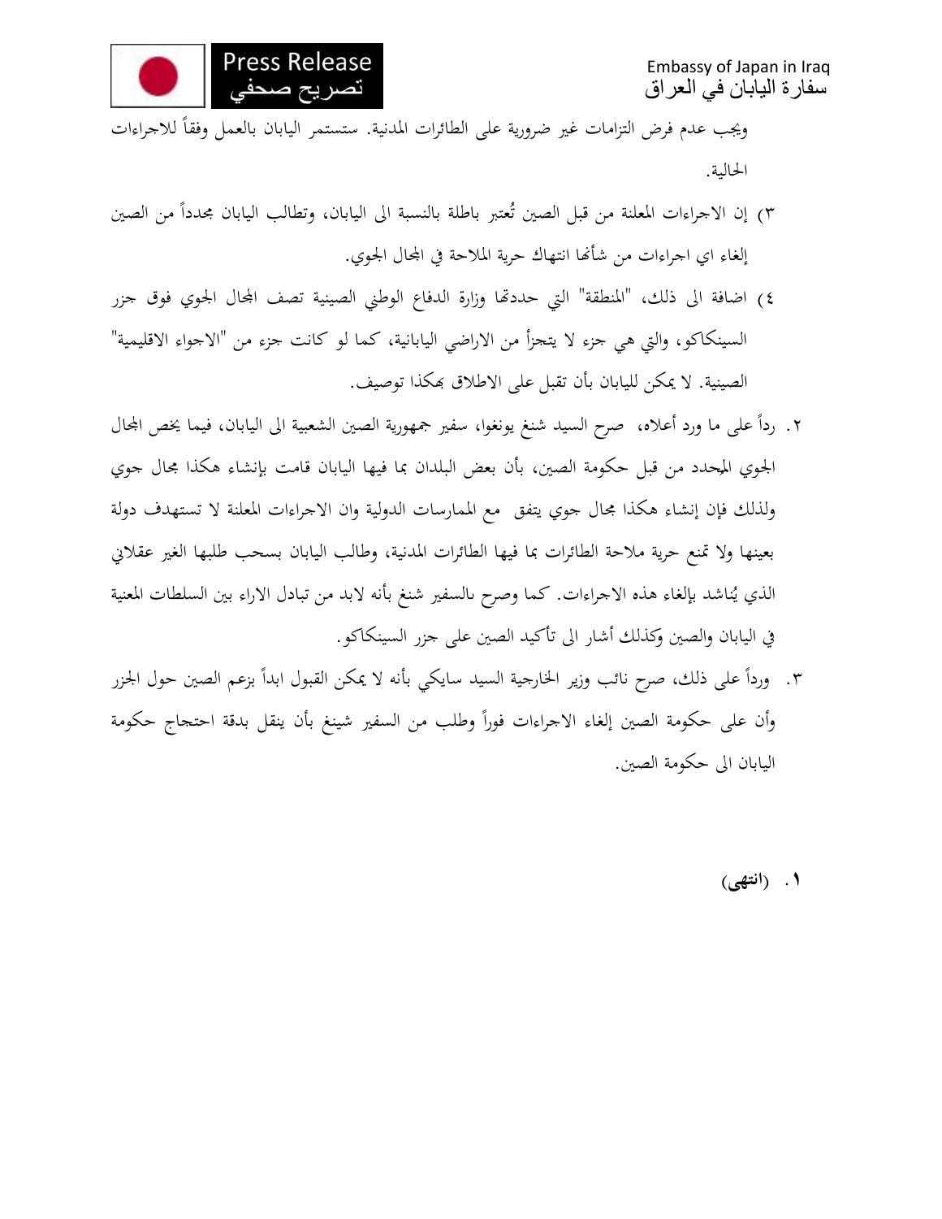ويجب عدم فرض التزامات غير ضرورية على الطائرات المدنية. ستستمر اليابان بالعمل وفقاً للاجراءات الحالية.

٣) إن الاجراءات المعلنة من قبل الصين تُعتبر باطلة بالنسبة الى اليابان، وتطالب اليابان مجدداً من الصين إلغاء اي اجراءات من شأنها انتهاك حرية الملاحة في المجال الجوي.

٤) اضافة الى ذلك، "المنطقة" التي حددتها وزارة الدفاع الوطني الصينية تصف المجال الجوي فوق جزر السينكاكو، والتي هي جزء لا يتجزأ من الاراضي اليابانية، كما لو كانت جزء من "الاجواء الاقليمية" الصينية. لا يمكن لليابان بأن تقبل على الاطلاق بهكذا توصيف.

٢. رداً على ما ورد أعلاه، صرح السيد شنغ يونغوا، سفير جمهورية الصين الشعبية الى اليابان، فيما يخص المجال الجوي المحدد من قبل حكومة الصين، بأن بعض البلدان بما فيها اليابان قامت بإنشاء هكذا مجال جوي ولذلك فإن إنشاء هكذا مجال جوي يتفق مع الممارسات الدولية وان الاجراءات المعلنة لا تستهدف دولة بعينها ولا تمنع حرية ملاحة الطائرات بما فيها الطائرات المدنية، وطالب اليابان بسحب طلبها الغير عقلاني الذي يُناشد بإلغاء هذه الاجراءات. كما وصرح بالسفير شنغ بأنه لابد من تبادل الاراء بين السلطات المعنية في اليابان والصين وكذلك أشار الى تأكيد الصين على جزر السينكاكو.

٣. ورداً على ذلك، صرح نائب وزير الخارجية السيد سايكي بأنه لا يمكن القبول ابداً بزعم الصين حول الجزر وأن على حكومة الصين إلغاء الاجراءات فوراً وطلب من السفير شينغ بأن ينقل بدقة احتجاج حكومة اليابان الى حكومة الصين.

١. **(انتهى)**